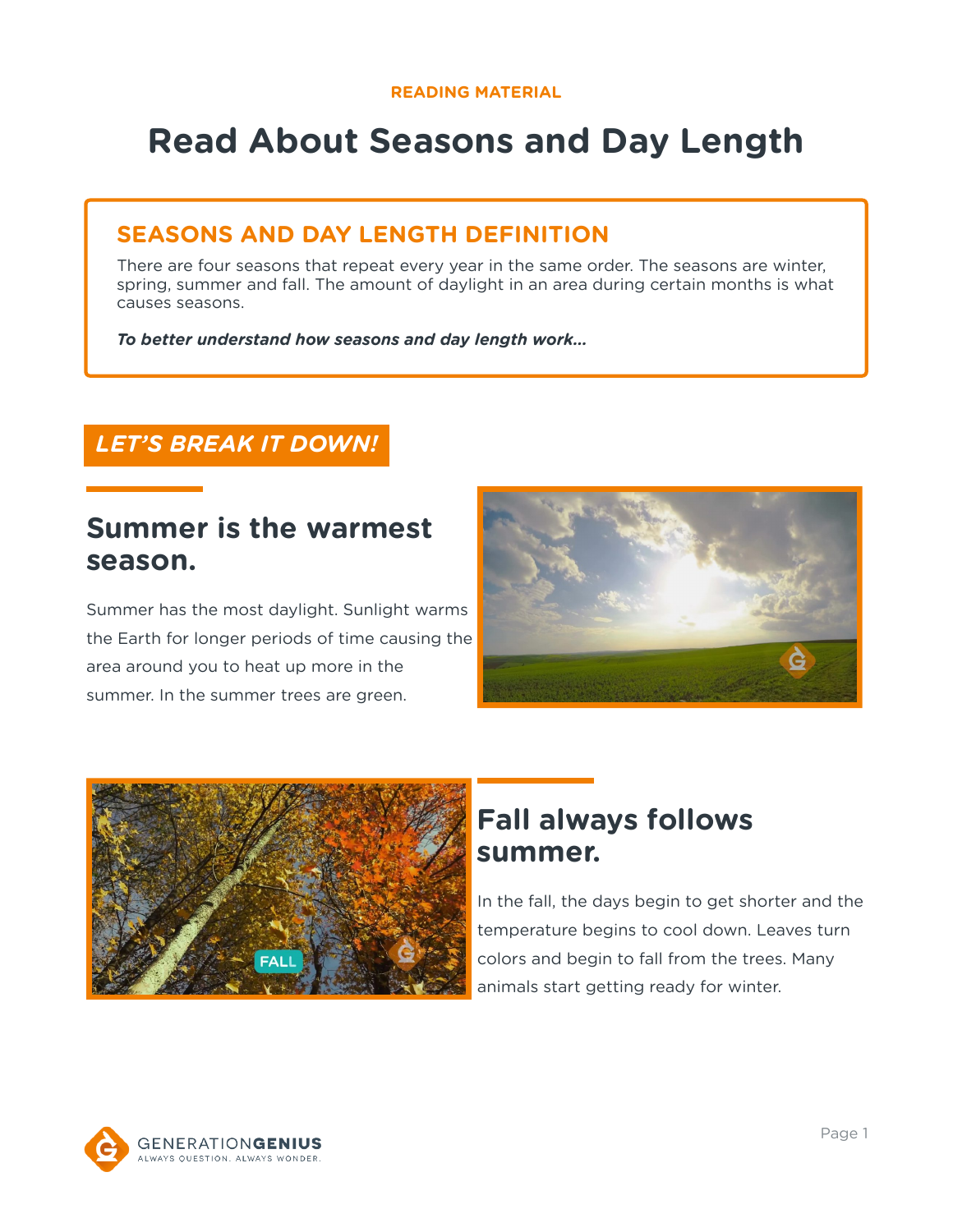READING MATERIAL

# Read About Seasons and Day Length

## SEASONS AND DAY LENGTH DEFINITION

There are four seasons that repeat every year in the same order. The seasons are winter, spring, summer and fall. The amount of daylight in an area during certain months is what causes seasons.

***To better understand how seasons and day length work…***

## *LET'S BREAK IT DOWN!*

### Summer is the warmest season.

Summer has the most daylight. Sunlight warms the Earth for longer periods of time causing the area around you to heat up more in the summer. In the summer trees are green.

### Fall always follows summer.

In the fall, the days begin to get shorter and the temperature begins to cool down. Leaves turn colors and begin to fall from the trees. Many animals start getting ready for winter.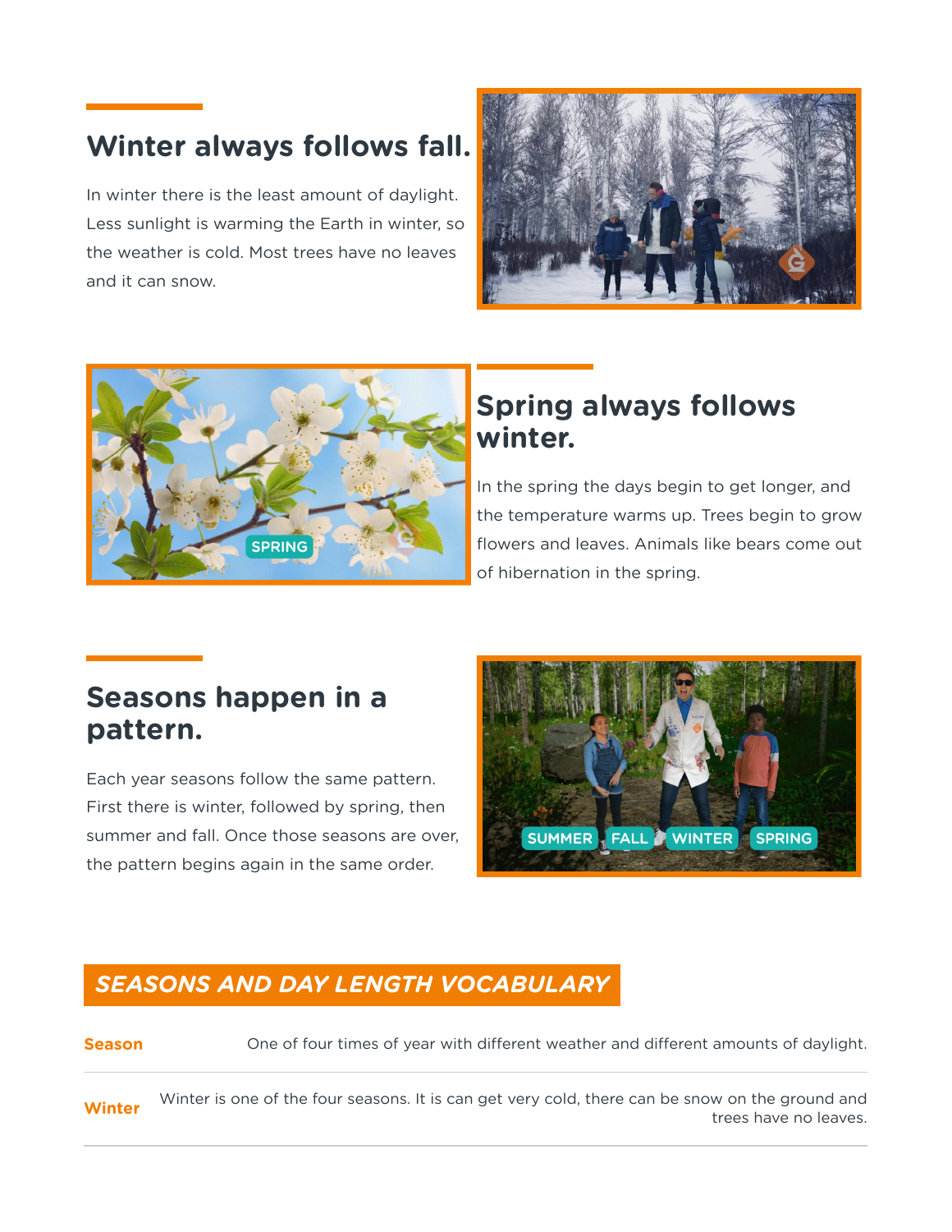## Winter always follows fall.

In winter there is the least amount of daylight. Less sunlight is warming the Earth in winter, so the weather is cold. Most trees have no leaves and it can snow.

## Spring always follows winter.

In the spring the days begin to get longer, and the temperature warms up. Trees begin to grow flowers and leaves. Animals like bears come out of hibernation in the spring.

## Seasons happen in a pattern.

Each year seasons follow the same pattern. First there is winter, followed by spring, then summer and fall. Once those seasons are over, the pattern begins again in the same order.

## *SEASONS AND DAY LENGTH VOCABULARY*

| | |
|---|---|
| **Season** | One of four times of year with different weather and different amounts of daylight. |
| **Winter** | Winter is one of the four seasons. It is can get very cold, there can be snow on the ground and trees have no leaves. |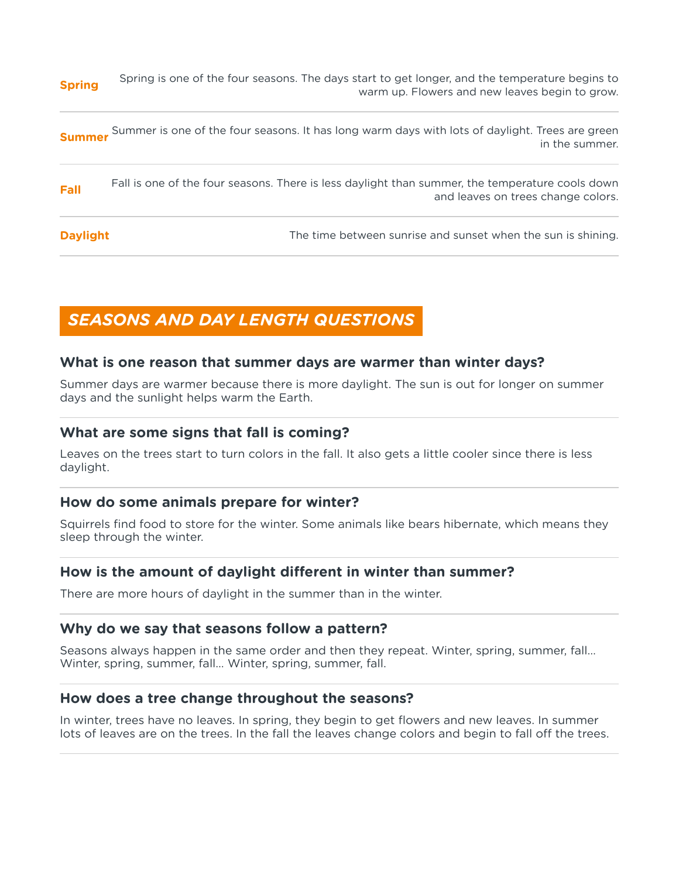| | |
|---|---|
| **Spring** | Spring is one of the four seasons. The days start to get longer, and the temperature begins to warm up. Flowers and new leaves begin to grow. |
| **Summer** | Summer is one of the four seasons. It has long warm days with lots of daylight. Trees are green in the summer. |
| **Fall** | Fall is one of the four seasons. There is less daylight than summer, the temperature cools down and leaves on trees change colors. |
| **Daylight** | The time between sunrise and sunset when the sun is shining. |

## SEASONS AND DAY LENGTH QUESTIONS

### What is one reason that summer days are warmer than winter days?

Summer days are warmer because there is more daylight. The sun is out for longer on summer days and the sunlight helps warm the Earth.

### What are some signs that fall is coming?

Leaves on the trees start to turn colors in the fall. It also gets a little cooler since there is less daylight.

### How do some animals prepare for winter?

Squirrels find food to store for the winter. Some animals like bears hibernate, which means they sleep through the winter.

### How is the amount of daylight different in winter than summer?

There are more hours of daylight in the summer than in the winter.

### Why do we say that seasons follow a pattern?

Seasons always happen in the same order and then they repeat. Winter, spring, summer, fall... Winter, spring, summer, fall... Winter, spring, summer, fall.

### How does a tree change throughout the seasons?

In winter, trees have no leaves. In spring, they begin to get flowers and new leaves. In summer lots of leaves are on the trees. In the fall the leaves change colors and begin to fall off the trees.